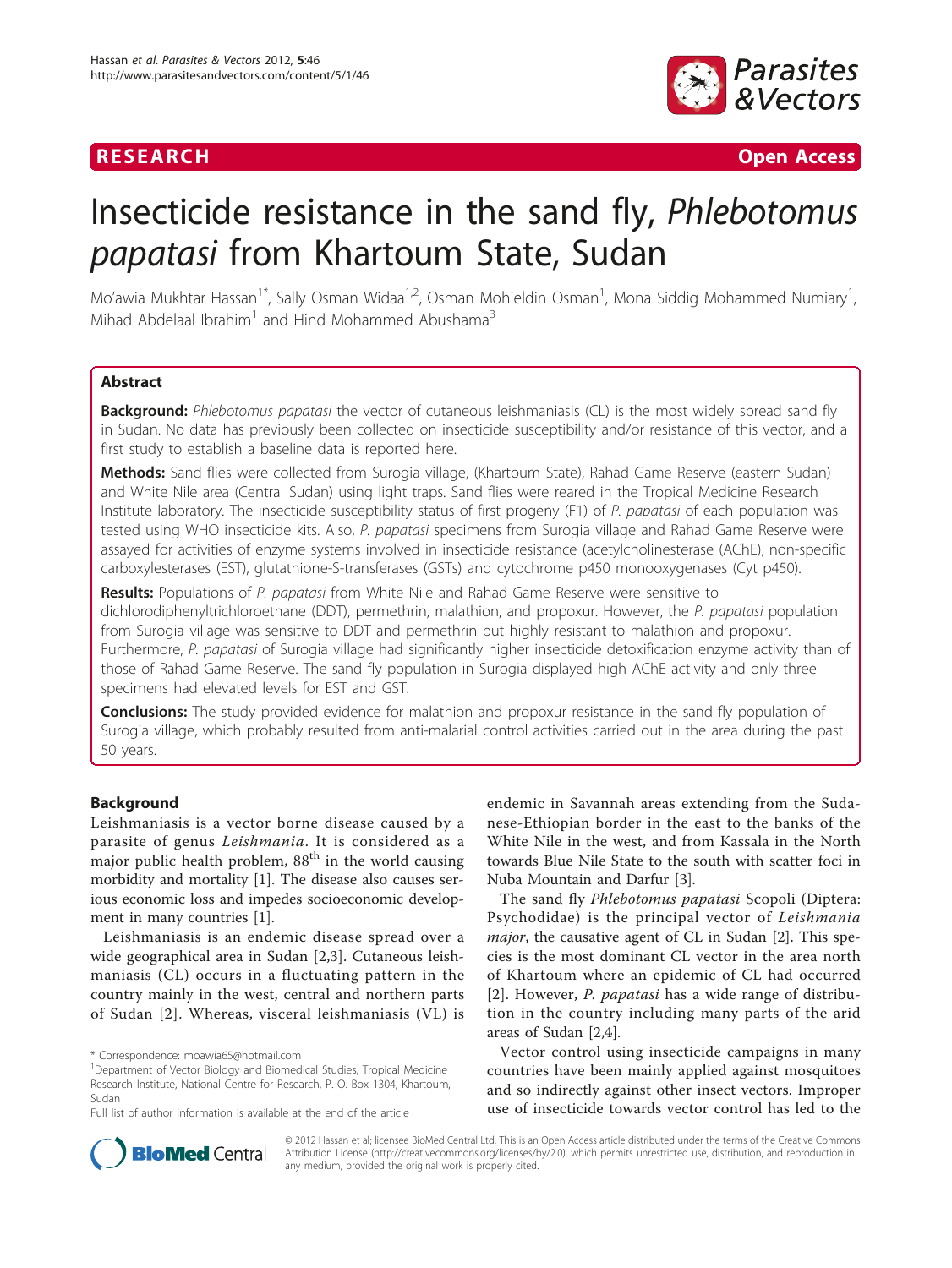RESEARCH Open Access

# Insecticide resistance in the sand fly, *Phlebotomus papatasi* from Khartoum State, Sudan

Mo'awia Mukhtar Hassan[1*], Sally Osman Widaa[1,2], Osman Mohieldin Osman[1], Mona Siddig Mohammed Numiary[1], Mihad Abdelaal Ibrahim[1] and Hind Mohammed Abushama[3]

## Abstract

**Background:** *Phlebotomus papatasi* the vector of cutaneous leishmaniasis (CL) is the most widely spread sand fly in Sudan. No data has previously been collected on insecticide susceptibility and/or resistance of this vector, and a first study to establish a baseline data is reported here.

**Methods:** Sand flies were collected from Surogia village, (Khartoum State), Rahad Game Reserve (eastern Sudan) and White Nile area (Central Sudan) using light traps. Sand flies were reared in the Tropical Medicine Research Institute laboratory. The insecticide susceptibility status of first progeny (F1) of *P. papatasi* of each population was tested using WHO insecticide kits. Also, *P. papatasi* specimens from Surogia village and Rahad Game Reserve were assayed for activities of enzyme systems involved in insecticide resistance (acetylcholinesterase (AChE), non-specific carboxylesterases (EST), glutathione-S-transferases (GSTs) and cytochrome p450 monooxygenases (Cyt p450).

**Results:** Populations of *P. papatasi* from White Nile and Rahad Game Reserve were sensitive to dichlorodiphenyltrichloroethane (DDT), permethrin, malathion, and propoxur. However, the *P. papatasi* population from Surogia village was sensitive to DDT and permethrin but highly resistant to malathion and propoxur. Furthermore, *P. papatasi* of Surogia village had significantly higher insecticide detoxification enzyme activity than of those of Rahad Game Reserve. The sand fly population in Surogia displayed high AChE activity and only three specimens had elevated levels for EST and GST.

**Conclusions:** The study provided evidence for malathion and propoxur resistance in the sand fly population of Surogia village, which probably resulted from anti-malarial control activities carried out in the area during the past 50 years.

## Background

Leishmaniasis is a vector borne disease caused by a parasite of genus *Leishmania*. It is considered as a major public health problem, 88[th] in the world causing morbidity and mortality [1]. The disease also causes serious economic loss and impedes socioeconomic development in many countries [1].

Leishmaniasis is an endemic disease spread over a wide geographical area in Sudan [2,3]. Cutaneous leishmaniasis (CL) occurs in a fluctuating pattern in the country mainly in the west, central and northern parts of Sudan [2]. Whereas, visceral leishmaniasis (VL) is endemic in Savannah areas extending from the Sudanese-Ethiopian border in the east to the banks of the White Nile in the west, and from Kassala in the North towards Blue Nile State to the south with scatter foci in Nuba Mountain and Darfur [3].

The sand fly *Phlebotomus papatasi* Scopoli (Diptera: Psychodidae) is the principal vector of *Leishmania major*, the causative agent of CL in Sudan [2]. This species is the most dominant CL vector in the area north of Khartoum where an epidemic of CL had occurred [2]. However, *P. papatasi* has a wide range of distribution in the country including many parts of the arid areas of Sudan [2,4].

Vector control using insecticide campaigns in many countries have been mainly applied against mosquitoes and so indirectly against other insect vectors. Improper use of insecticide towards vector control has led to the

\* Correspondence: moawia65@hotmail.com
[1]Department of Vector Biology and Biomedical Studies, Tropical Medicine Research Institute, National Centre for Research, P. O. Box 1304, Khartoum, Sudan
Full list of author information is available at the end of the article

© 2012 Hassan et al; licensee BioMed Central Ltd. This is an Open Access article distributed under the terms of the Creative Commons Attribution License (http://creativecommons.org/licenses/by/2.0), which permits unrestricted use, distribution, and reproduction in any medium, provided the original work is properly cited.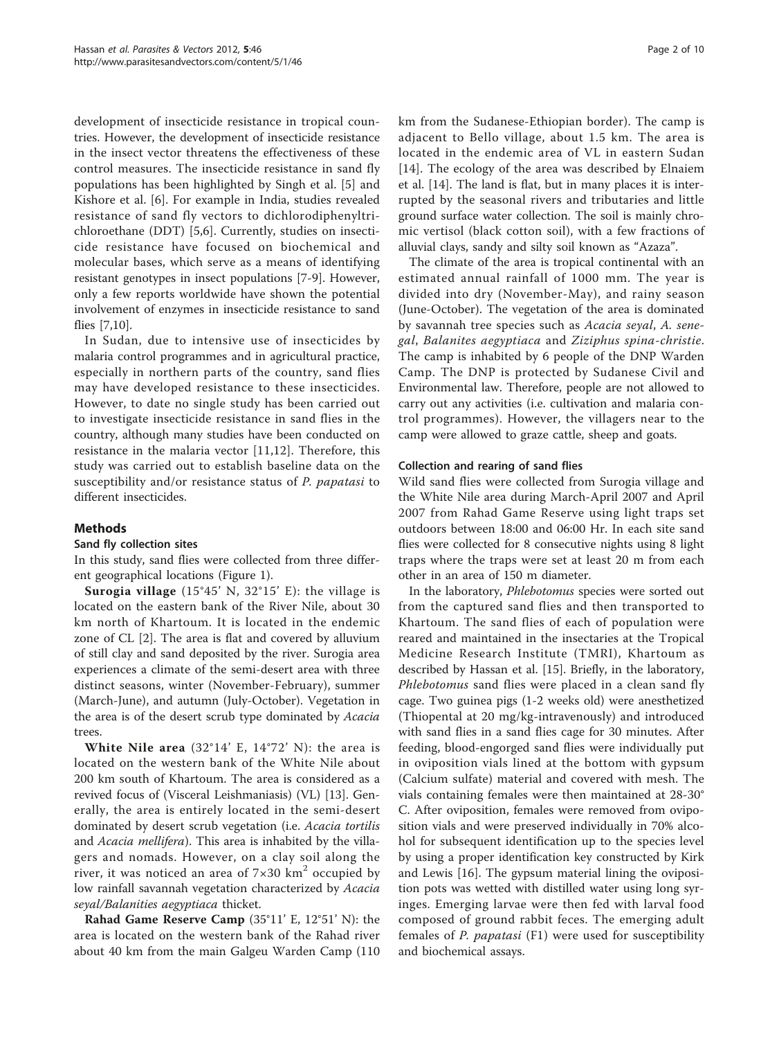development of insecticide resistance in tropical countries. However, the development of insecticide resistance in the insect vector threatens the effectiveness of these control measures. The insecticide resistance in sand fly populations has been highlighted by Singh et al. [5] and Kishore et al. [6]. For example in India, studies revealed resistance of sand fly vectors to dichlorodiphenyltrichloroethane (DDT) [5,6]. Currently, studies on insecticide resistance have focused on biochemical and molecular bases, which serve as a means of identifying resistant genotypes in insect populations [7-9]. However, only a few reports worldwide have shown the potential involvement of enzymes in insecticide resistance to sand flies [7,10].

In Sudan, due to intensive use of insecticides by malaria control programmes and in agricultural practice, especially in northern parts of the country, sand flies may have developed resistance to these insecticides. However, to date no single study has been carried out to investigate insecticide resistance in sand flies in the country, although many studies have been conducted on resistance in the malaria vector [11,12]. Therefore, this study was carried out to establish baseline data on the susceptibility and/or resistance status of *P. papatasi* to different insecticides.

## Methods

### Sand fly collection sites

In this study, sand flies were collected from three different geographical locations (Figure 1).

**Surogia village** (15°45′ N, 32°15′ E): the village is located on the eastern bank of the River Nile, about 30 km north of Khartoum. It is located in the endemic zone of CL [2]. The area is flat and covered by alluvium of still clay and sand deposited by the river. Surogia area experiences a climate of the semi-desert area with three distinct seasons, winter (November-February), summer (March-June), and autumn (July-October). Vegetation in the area is of the desert scrub type dominated by *Acacia* trees.

**White Nile area** (32°14′ E, 14°72′ N): the area is located on the western bank of the White Nile about 200 km south of Khartoum. The area is considered as a revived focus of (Visceral Leishmaniasis) (VL) [13]. Generally, the area is entirely located in the semi-desert dominated by desert scrub vegetation (i.e. *Acacia tortilis* and *Acacia mellifera*). This area is inhabited by the villagers and nomads. However, on a clay soil along the river, it was noticed an area of $7\times30$ km$^2$ occupied by low rainfall savannah vegetation characterized by *Acacia seyal/Balanities aegyptiaca* thicket.

**Rahad Game Reserve Camp** (35°11′ E, 12°51′ N): the area is located on the western bank of the Rahad river about 40 km from the main Galgeu Warden Camp (110 km from the Sudanese-Ethiopian border). The camp is adjacent to Bello village, about 1.5 km. The area is located in the endemic area of VL in eastern Sudan [14]. The ecology of the area was described by Elnaiem et al. [14]. The land is flat, but in many places it is interrupted by the seasonal rivers and tributaries and little ground surface water collection. The soil is mainly chromic vertisol (black cotton soil), with a few fractions of alluvial clays, sandy and silty soil known as "Azaza".

The climate of the area is tropical continental with an estimated annual rainfall of 1000 mm. The year is divided into dry (November-May), and rainy season (June-October). The vegetation of the area is dominated by savannah tree species such as *Acacia seyal*, *A. senegal*, *Balanites aegyptiaca* and *Ziziphus spina-christie*. The camp is inhabited by 6 people of the DNP Warden Camp. The DNP is protected by Sudanese Civil and Environmental law. Therefore, people are not allowed to carry out any activities (i.e. cultivation and malaria control programmes). However, the villagers near to the camp were allowed to graze cattle, sheep and goats.

### Collection and rearing of sand flies

Wild sand flies were collected from Surogia village and the White Nile area during March-April 2007 and April 2007 from Rahad Game Reserve using light traps set outdoors between 18:00 and 06:00 Hr. In each site sand flies were collected for 8 consecutive nights using 8 light traps where the traps were set at least 20 m from each other in an area of 150 m diameter.

In the laboratory, *Phlebotomus* species were sorted out from the captured sand flies and then transported to Khartoum. The sand flies of each of population were reared and maintained in the insectaries at the Tropical Medicine Research Institute (TMRI), Khartoum as described by Hassan et al. [15]. Briefly, in the laboratory, *Phlebotomus* sand flies were placed in a clean sand fly cage. Two guinea pigs (1-2 weeks old) were anesthetized (Thiopental at 20 mg/kg-intravenously) and introduced with sand flies in a sand flies cage for 30 minutes. After feeding, blood-engorged sand flies were individually put in oviposition vials lined at the bottom with gypsum (Calcium sulfate) material and covered with mesh. The vials containing females were then maintained at 28-30° C. After oviposition, females were removed from oviposition vials and were preserved individually in 70% alcohol for subsequent identification up to the species level by using a proper identification key constructed by Kirk and Lewis [16]. The gypsum material lining the oviposition pots was wetted with distilled water using long syringes. Emerging larvae were then fed with larval food composed of ground rabbit feces. The emerging adult females of *P. papatasi* (F1) were used for susceptibility and biochemical assays.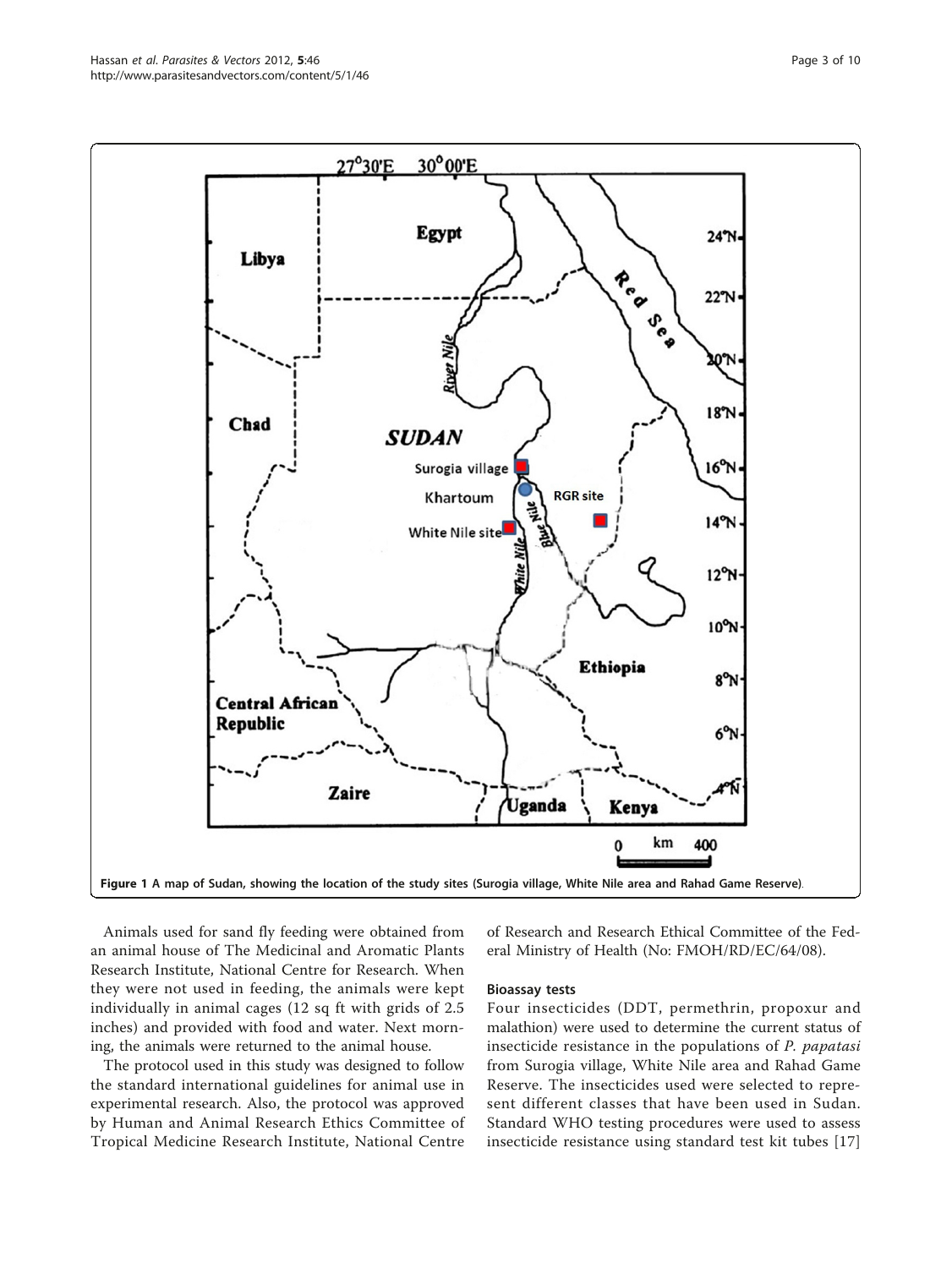Figure 1 A map of Sudan, showing the location of the study sites (Surogia village, White Nile area and Rahad Game Reserve).

Animals used for sand fly feeding were obtained from an animal house of The Medicinal and Aromatic Plants Research Institute, National Centre for Research. When they were not used in feeding, the animals were kept individually in animal cages (12 sq ft with grids of 2.5 inches) and provided with food and water. Next morning, the animals were returned to the animal house.

The protocol used in this study was designed to follow the standard international guidelines for animal use in experimental research. Also, the protocol was approved by Human and Animal Research Ethics Committee of Tropical Medicine Research Institute, National Centre of Research and Research Ethical Committee of the Federal Ministry of Health (No: FMOH/RD/EC/64/08).

### Bioassay tests

Four insecticides (DDT, permethrin, propoxur and malathion) were used to determine the current status of insecticide resistance in the populations of *P. papatasi* from Surogia village, White Nile area and Rahad Game Reserve. The insecticides used were selected to represent different classes that have been used in Sudan. Standard WHO testing procedures were used to assess insecticide resistance using standard test kit tubes [17]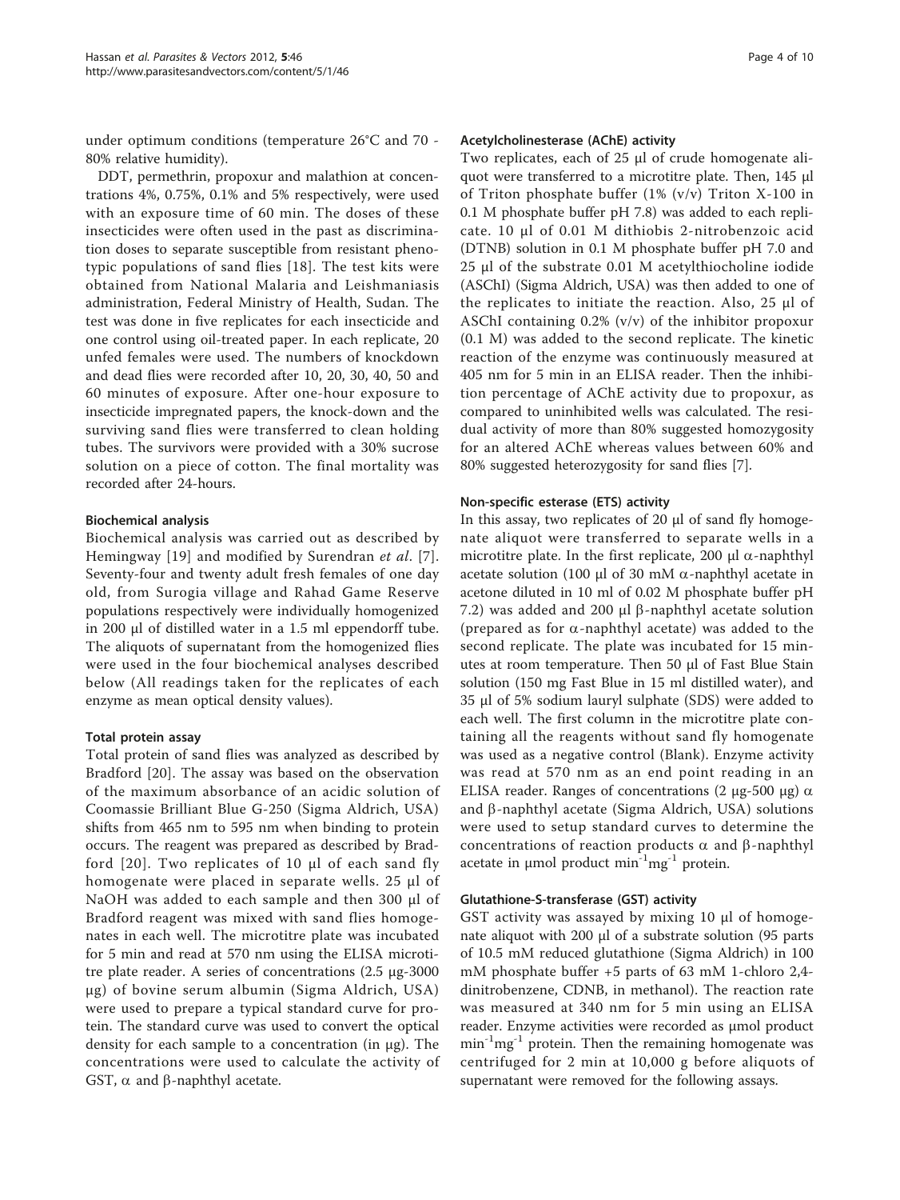under optimum conditions (temperature 26°C and 70 - 80% relative humidity).

DDT, permethrin, propoxur and malathion at concentrations 4%, 0.75%, 0.1% and 5% respectively, were used with an exposure time of 60 min. The doses of these insecticides were often used in the past as discrimination doses to separate susceptible from resistant phenotypic populations of sand flies [18]. The test kits were obtained from National Malaria and Leishmaniasis administration, Federal Ministry of Health, Sudan. The test was done in five replicates for each insecticide and one control using oil-treated paper. In each replicate, 20 unfed females were used. The numbers of knockdown and dead flies were recorded after 10, 20, 30, 40, 50 and 60 minutes of exposure. After one-hour exposure to insecticide impregnated papers, the knock-down and the surviving sand flies were transferred to clean holding tubes. The survivors were provided with a 30% sucrose solution on a piece of cotton. The final mortality was recorded after 24-hours.

### Biochemical analysis

Biochemical analysis was carried out as described by Hemingway [19] and modified by Surendran *et al*. [7]. Seventy-four and twenty adult fresh females of one day old, from Surogia village and Rahad Game Reserve populations respectively were individually homogenized in 200 μl of distilled water in a 1.5 ml eppendorff tube. The aliquots of supernatant from the homogenized flies were used in the four biochemical analyses described below (All readings taken for the replicates of each enzyme as mean optical density values).

### Total protein assay

Total protein of sand flies was analyzed as described by Bradford [20]. The assay was based on the observation of the maximum absorbance of an acidic solution of Coomassie Brilliant Blue G-250 (Sigma Aldrich, USA) shifts from 465 nm to 595 nm when binding to protein occurs. The reagent was prepared as described by Bradford [20]. Two replicates of 10 μl of each sand fly homogenate were placed in separate wells. 25 μl of NaOH was added to each sample and then 300 μl of Bradford reagent was mixed with sand flies homogenates in each well. The microtitre plate was incubated for 5 min and read at 570 nm using the ELISA microtitre plate reader. A series of concentrations (2.5 μg-3000 μg) of bovine serum albumin (Sigma Aldrich, USA) were used to prepare a typical standard curve for protein. The standard curve was used to convert the optical density for each sample to a concentration (in μg). The concentrations were used to calculate the activity of GST, α and β-naphthyl acetate.

### Acetylcholinesterase (AChE) activity

Two replicates, each of 25 μl of crude homogenate aliquot were transferred to a microtitre plate. Then, 145 μl of Triton phosphate buffer (1% (v/v) Triton X-100 in 0.1 M phosphate buffer pH 7.8) was added to each replicate. 10 μl of 0.01 M dithiobis 2-nitrobenzoic acid (DTNB) solution in 0.1 M phosphate buffer pH 7.0 and 25 μl of the substrate 0.01 M acetylthiocholine iodide (ASChI) (Sigma Aldrich, USA) was then added to one of the replicates to initiate the reaction. Also, 25 μl of ASChI containing 0.2% (v/v) of the inhibitor propoxur (0.1 M) was added to the second replicate. The kinetic reaction of the enzyme was continuously measured at 405 nm for 5 min in an ELISA reader. Then the inhibition percentage of AChE activity due to propoxur, as compared to uninhibited wells was calculated. The residual activity of more than 80% suggested homozygosity for an altered AChE whereas values between 60% and 80% suggested heterozygosity for sand flies [7].

### Non-specific esterase (ETS) activity

In this assay, two replicates of 20 μl of sand fly homogenate aliquot were transferred to separate wells in a microtitre plate. In the first replicate, 200 μl α-naphthyl acetate solution (100 μl of 30 mM α-naphthyl acetate in acetone diluted in 10 ml of 0.02 M phosphate buffer pH 7.2) was added and 200 μl β-naphthyl acetate solution (prepared as for α-naphthyl acetate) was added to the second replicate. The plate was incubated for 15 minutes at room temperature. Then 50 μl of Fast Blue Stain solution (150 mg Fast Blue in 15 ml distilled water), and 35 μl of 5% sodium lauryl sulphate (SDS) were added to each well. The first column in the microtitre plate containing all the reagents without sand fly homogenate was used as a negative control (Blank). Enzyme activity was read at 570 nm as an end point reading in an ELISA reader. Ranges of concentrations (2 μg-500 μg) α and β-naphthyl acetate (Sigma Aldrich, USA) solutions were used to setup standard curves to determine the concentrations of reaction products α and β-naphthyl acetate in μmol product $min^{-1}mg^{-1}$ protein.

### Glutathione-S-transferase (GST) activity

GST activity was assayed by mixing 10 μl of homogenate aliquot with 200 μl of a substrate solution (95 parts of 10.5 mM reduced glutathione (Sigma Aldrich) in 100 mM phosphate buffer +5 parts of 63 mM 1-chloro 2,4-dinitrobenzene, CDNB, in methanol). The reaction rate was measured at 340 nm for 5 min using an ELISA reader. Enzyme activities were recorded as μmol product $min^{-1}mg^{-1}$ protein. Then the remaining homogenate was centrifuged for 2 min at 10,000 g before aliquots of supernatant were removed for the following assays.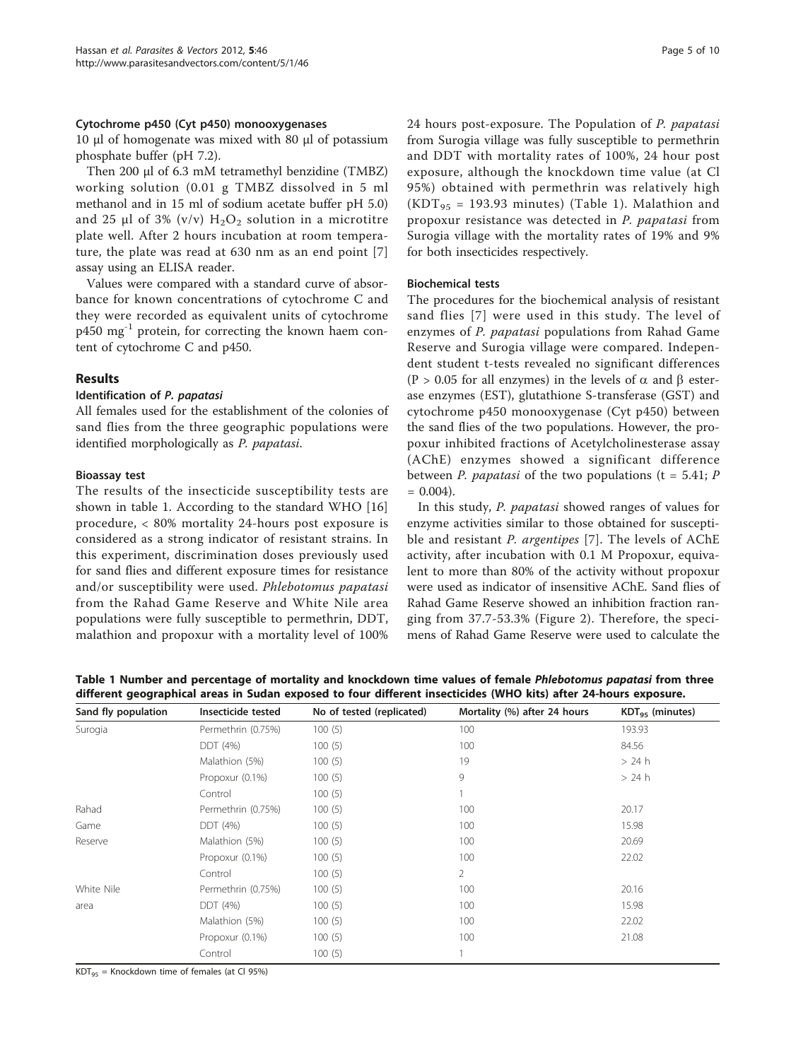#### Cytochrome p450 (Cyt p450) monooxygenases

10 μl of homogenate was mixed with 80 μl of potassium phosphate buffer (pH 7.2).

Then 200 μl of 6.3 mM tetramethyl benzidine (TMBZ) working solution (0.01 g TMBZ dissolved in 5 ml methanol and in 15 ml of sodium acetate buffer pH 5.0) and 25 μl of 3% (v/v) $H_2O_2$ solution in a microtitre plate well. After 2 hours incubation at room temperature, the plate was read at 630 nm as an end point [7] assay using an ELISA reader.

Values were compared with a standard curve of absorbance for known concentrations of cytochrome C and they were recorded as equivalent units of cytochrome p450 $mg^{-1}$ protein, for correcting the known haem content of cytochrome C and p450.

## Results

### Identification of *P. papatasi*

All females used for the establishment of the colonies of sand flies from the three geographic populations were identified morphologically as *P. papatasi*.

### Bioassay test

The results of the insecticide susceptibility tests are shown in table 1. According to the standard WHO [16] procedure, < 80% mortality 24-hours post exposure is considered as a strong indicator of resistant strains. In this experiment, discrimination doses previously used for sand flies and different exposure times for resistance and/or susceptibility were used. *Phlebotomus papatasi* from the Rahad Game Reserve and White Nile area populations were fully susceptible to permethrin, DDT, malathion and propoxur with a mortality level of 100% 24 hours post-exposure. The Population of *P. papatasi* from Surogia village was fully susceptible to permethrin and DDT with mortality rates of 100%, 24 hour post exposure, although the knockdown time value (at Cl 95%) obtained with permethrin was relatively high ($KDT_{95}$ = 193.93 minutes) (Table 1). Malathion and propoxur resistance was detected in *P. papatasi* from Surogia village with the mortality rates of 19% and 9% for both insecticides respectively.

### Biochemical tests

The procedures for the biochemical analysis of resistant sand flies [7] were used in this study. The level of enzymes of *P. papatasi* populations from Rahad Game Reserve and Surogia village were compared. Independent student t-tests revealed no significant differences ($P > 0.05$ for all enzymes) in the levels of α and β esterase enzymes (EST), glutathione S-transferase (GST) and cytochrome p450 monooxygenase (Cyt p450) between the sand flies of the two populations. However, the propoxur inhibited fractions of Acetylcholinesterase assay (AChE) enzymes showed a significant difference between *P. papatasi* of the two populations ($t = 5.41$; $P = 0.004$).

In this study, *P. papatasi* showed ranges of values for enzyme activities similar to those obtained for susceptible and resistant *P. argentipes* [7]. The levels of AChE activity, after incubation with 0.1 M Propoxur, equivalent to more than 80% of the activity without propoxur were used as indicator of insensitive AChE. Sand flies of Rahad Game Reserve showed an inhibition fraction ranging from 37.7-53.3% (Figure 2). Therefore, the specimens of Rahad Game Reserve were used to calculate the

**Table 1 Number and percentage of mortality and knockdown time values of female *Phlebotomus papatasi* from three different geographical areas in Sudan exposed to four different insecticides (WHO kits) after 24-hours exposure.**

| Sand fly population | Insecticide tested | No of tested (replicated) | Mortality (%) after 24 hours | $KDT_{95}$ (minutes) |
|---|---|---|---|---|
| Surogia | Permethrin (0.75%) | 100 (5) | 100 | 193.93 |
| | DDT (4%) | 100 (5) | 100 | 84.56 |
| | Malathion (5%) | 100 (5) | 19 | > 24 h |
| | Propoxur (0.1%) | 100 (5) | 9 | > 24 h |
| | Control | 100 (5) | 1 | |
| Rahad Game Reserve | Permethrin (0.75%) | 100 (5) | 100 | 20.17 |
| | DDT (4%) | 100 (5) | 100 | 15.98 |
| | Malathion (5%) | 100 (5) | 100 | 20.69 |
| | Propoxur (0.1%) | 100 (5) | 100 | 22.02 |
| | Control | 100 (5) | 2 | |
| White Nile area | Permethrin (0.75%) | 100 (5) | 100 | 20.16 |
| | DDT (4%) | 100 (5) | 100 | 15.98 |
| | Malathion (5%) | 100 (5) | 100 | 22.02 |
| | Propoxur (0.1%) | 100 (5) | 100 | 21.08 |
| | Control | 100 (5) | 1 | |

$KDT_{95}$ = Knockdown time of females (at Cl 95%)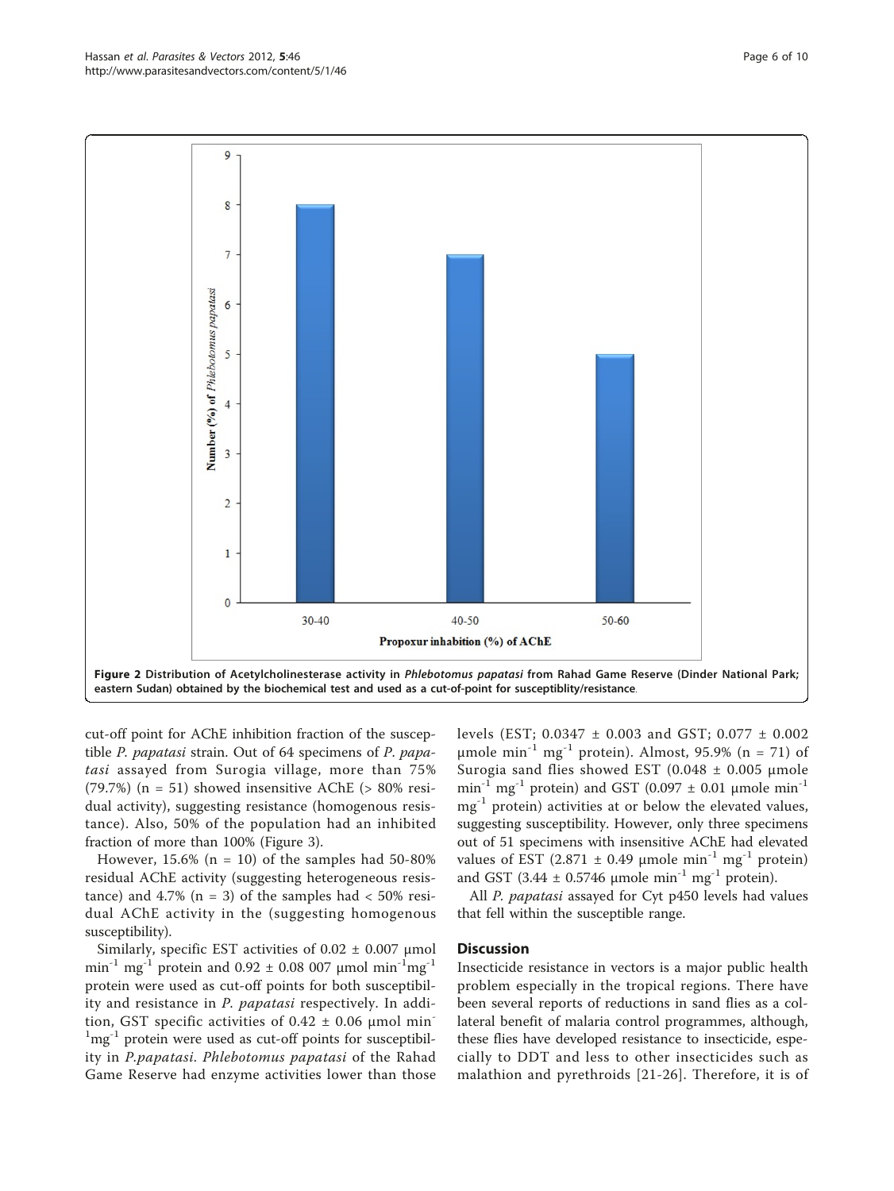Figure 2 Distribution of Acetylcholinesterase activity in *Phlebotomus papatasi* from Rahad Game Reserve (Dinder National Park; eastern Sudan) obtained by the biochemical test and used as a cut-of-point for susceptiblity/resistance.

cut-off point for AChE inhibition fraction of the susceptible *P. papatasi* strain. Out of 64 specimens of *P. papatasi* assayed from Surogia village, more than 75% (79.7%) (n = 51) showed insensitive AChE (> 80% residual activity), suggesting resistance (homogenous resistance). Also, 50% of the population had an inhibited fraction of more than 100% (Figure 3).

However, 15.6% (n = 10) of the samples had 50-80% residual AChE activity (suggesting heterogeneous resistance) and 4.7% (n = 3) of the samples had < 50% residual AChE activity in the (suggesting homogenous susceptibility).

Similarly, specific EST activities of 0.02 ± 0.007 μmol $min^{-1}$ $mg^{-1}$ protein and 0.92 ± 0.08 007 μmol $min^{-1}mg^{-1}$ protein were used as cut-off points for both susceptibility and resistance in *P. papatasi* respectively. In addition, GST specific activities of 0.42 ± 0.06 μmol $min^{-1}mg^{-1}$ protein were used as cut-off points for susceptibility in *P.papatasi*. *Phlebotomus papatasi* of the Rahad Game Reserve had enzyme activities lower than those levels (EST; 0.0347 ± 0.003 and GST; 0.077 ± 0.002 μmole $min^{-1}$ $mg^{-1}$ protein). Almost, 95.9% (n = 71) of Surogia sand flies showed EST (0.048 ± 0.005 μmole $min^{-1}$ $mg^{-1}$ protein) and GST (0.097 ± 0.01 μmole $min^{-1}$ $mg^{-1}$ protein) activities at or below the elevated values, suggesting susceptibility. However, only three specimens out of 51 specimens with insensitive AChE had elevated values of EST (2.871 ± 0.49 μmole $min^{-1}$ $mg^{-1}$ protein) and GST (3.44 ± 0.5746 μmole $min^{-1}$ $mg^{-1}$ protein).

All *P. papatasi* assayed for Cyt p450 levels had values that fell within the susceptible range.

## Discussion

Insecticide resistance in vectors is a major public health problem especially in the tropical regions. There have been several reports of reductions in sand flies as a collateral benefit of malaria control programmes, although, these flies have developed resistance to insecticide, especially to DDT and less to other insecticides such as malathion and pyrethroids [21-26]. Therefore, it is of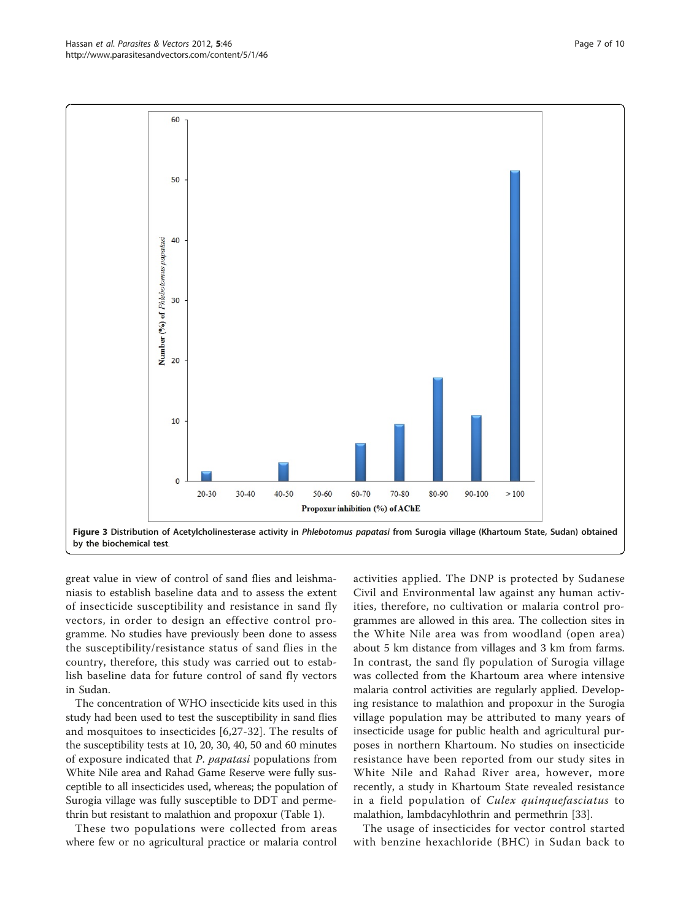Figure 3 Distribution of Acetylcholinesterase activity in *Phlebotomus papatasi* from Surogia village (Khartoum State, Sudan) obtained by the biochemical test.

great value in view of control of sand flies and leishmaniasis to establish baseline data and to assess the extent of insecticide susceptibility and resistance in sand fly vectors, in order to design an effective control programme. No studies have previously been done to assess the susceptibility/resistance status of sand flies in the country, therefore, this study was carried out to establish baseline data for future control of sand fly vectors in Sudan.

The concentration of WHO insecticide kits used in this study had been used to test the susceptibility in sand flies and mosquitoes to insecticides [6,27-32]. The results of the susceptibility tests at 10, 20, 30, 40, 50 and 60 minutes of exposure indicated that *P. papatasi* populations from White Nile area and Rahad Game Reserve were fully susceptible to all insecticides used, whereas; the population of Surogia village was fully susceptible to DDT and permethrin but resistant to malathion and propoxur (Table 1).

These two populations were collected from areas where few or no agricultural practice or malaria control activities applied. The DNP is protected by Sudanese Civil and Environmental law against any human activities, therefore, no cultivation or malaria control programmes are allowed in this area. The collection sites in the White Nile area was from woodland (open area) about 5 km distance from villages and 3 km from farms. In contrast, the sand fly population of Surogia village was collected from the Khartoum area where intensive malaria control activities are regularly applied. Developing resistance to malathion and propoxur in the Surogia village population may be attributed to many years of insecticide usage for public health and agricultural purposes in northern Khartoum. No studies on insecticide resistance have been reported from our study sites in White Nile and Rahad River area, however, more recently, a study in Khartoum State revealed resistance in a field population of *Culex quinquefasciatus* to malathion, lambdacyhlothrin and permethrin [33].

The usage of insecticides for vector control started with benzine hexachloride (BHC) in Sudan back to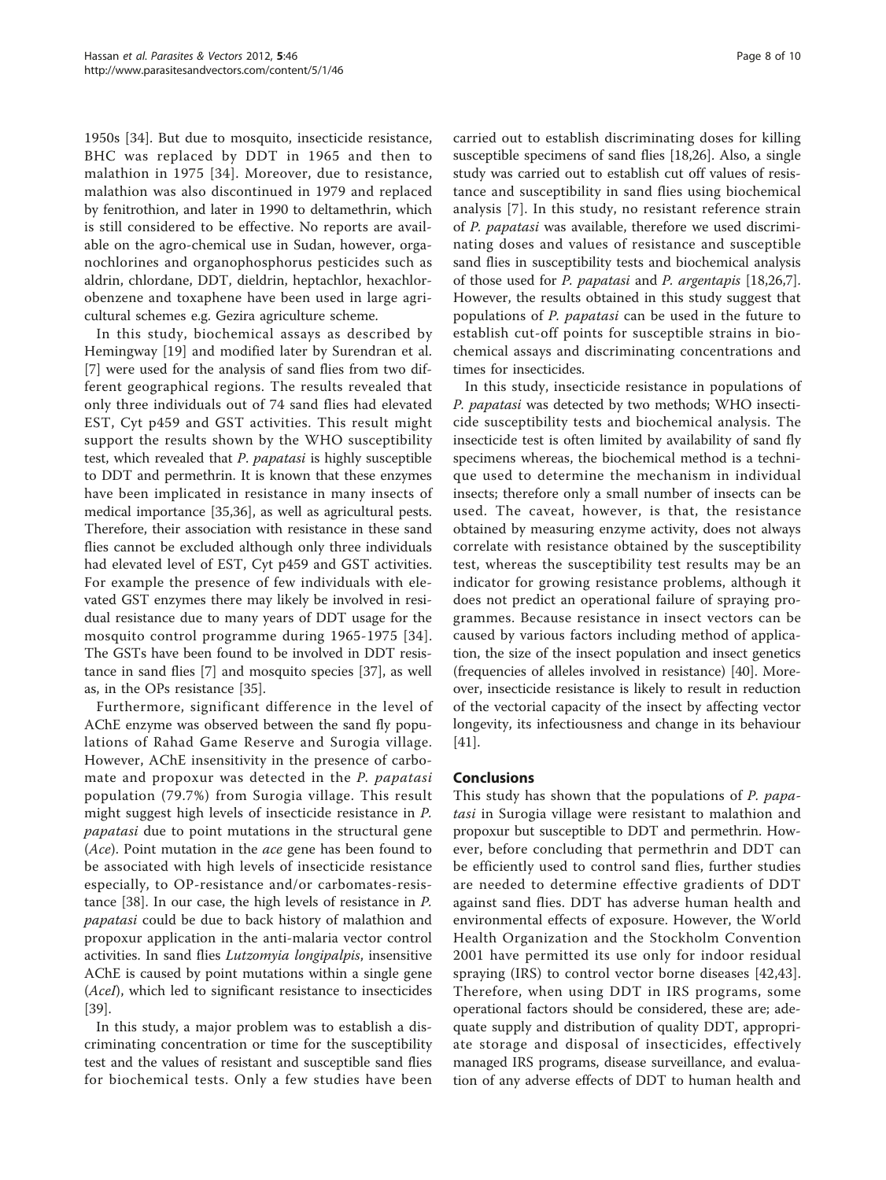1950s [34]. But due to mosquito, insecticide resistance, BHC was replaced by DDT in 1965 and then to malathion in 1975 [34]. Moreover, due to resistance, malathion was also discontinued in 1979 and replaced by fenitrothion, and later in 1990 to deltamethrin, which is still considered to be effective. No reports are available on the agro-chemical use in Sudan, however, organochlorines and organophosphorus pesticides such as aldrin, chlordane, DDT, dieldrin, heptachlor, hexachlorobenzene and toxaphene have been used in large agricultural schemes e.g. Gezira agriculture scheme.

In this study, biochemical assays as described by Hemingway [19] and modified later by Surendran et al. [7] were used for the analysis of sand flies from two different geographical regions. The results revealed that only three individuals out of 74 sand flies had elevated EST, Cyt p459 and GST activities. This result might support the results shown by the WHO susceptibility test, which revealed that *P. papatasi* is highly susceptible to DDT and permethrin. It is known that these enzymes have been implicated in resistance in many insects of medical importance [35,36], as well as agricultural pests. Therefore, their association with resistance in these sand flies cannot be excluded although only three individuals had elevated level of EST, Cyt p459 and GST activities. For example the presence of few individuals with elevated GST enzymes there may likely be involved in residual resistance due to many years of DDT usage for the mosquito control programme during 1965-1975 [34]. The GSTs have been found to be involved in DDT resistance in sand flies [7] and mosquito species [37], as well as, in the OPs resistance [35].

Furthermore, significant difference in the level of AChE enzyme was observed between the sand fly populations of Rahad Game Reserve and Surogia village. However, AChE insensitivity in the presence of carbomate and propoxur was detected in the *P. papatasi* population (79.7%) from Surogia village. This result might suggest high levels of insecticide resistance in *P. papatasi* due to point mutations in the structural gene (*Ace*). Point mutation in the *ace* gene has been found to be associated with high levels of insecticide resistance especially, to OP-resistance and/or carbomates-resistance [38]. In our case, the high levels of resistance in *P. papatasi* could be due to back history of malathion and propoxur application in the anti-malaria vector control activities. In sand flies *Lutzomyia longipalpis*, insensitive AChE is caused by point mutations within a single gene (*AceI*), which led to significant resistance to insecticides [39].

In this study, a major problem was to establish a discriminating concentration or time for the susceptibility test and the values of resistant and susceptible sand flies for biochemical tests. Only a few studies have been carried out to establish discriminating doses for killing susceptible specimens of sand flies [18,26]. Also, a single study was carried out to establish cut off values of resistance and susceptibility in sand flies using biochemical analysis [7]. In this study, no resistant reference strain of *P. papatasi* was available, therefore we used discriminating doses and values of resistance and susceptible sand flies in susceptibility tests and biochemical analysis of those used for *P. papatasi* and *P. argentapis* [18,26,7]. However, the results obtained in this study suggest that populations of *P. papatasi* can be used in the future to establish cut-off points for susceptible strains in biochemical assays and discriminating concentrations and times for insecticides.

In this study, insecticide resistance in populations of *P. papatasi* was detected by two methods; WHO insecticide susceptibility tests and biochemical analysis. The insecticide test is often limited by availability of sand fly specimens whereas, the biochemical method is a technique used to determine the mechanism in individual insects; therefore only a small number of insects can be used. The caveat, however, is that, the resistance obtained by measuring enzyme activity, does not always correlate with resistance obtained by the susceptibility test, whereas the susceptibility test results may be an indicator for growing resistance problems, although it does not predict an operational failure of spraying programmes. Because resistance in insect vectors can be caused by various factors including method of application, the size of the insect population and insect genetics (frequencies of alleles involved in resistance) [40]. Moreover, insecticide resistance is likely to result in reduction of the vectorial capacity of the insect by affecting vector longevity, its infectiousness and change in its behaviour [41].

## Conclusions

This study has shown that the populations of *P. papatasi* in Surogia village were resistant to malathion and propoxur but susceptible to DDT and permethrin. However, before concluding that permethrin and DDT can be efficiently used to control sand flies, further studies are needed to determine effective gradients of DDT against sand flies. DDT has adverse human health and environmental effects of exposure. However, the World Health Organization and the Stockholm Convention 2001 have permitted its use only for indoor residual spraying (IRS) to control vector borne diseases [42,43]. Therefore, when using DDT in IRS programs, some operational factors should be considered, these are; adequate supply and distribution of quality DDT, appropriate storage and disposal of insecticides, effectively managed IRS programs, disease surveillance, and evaluation of any adverse effects of DDT to human health and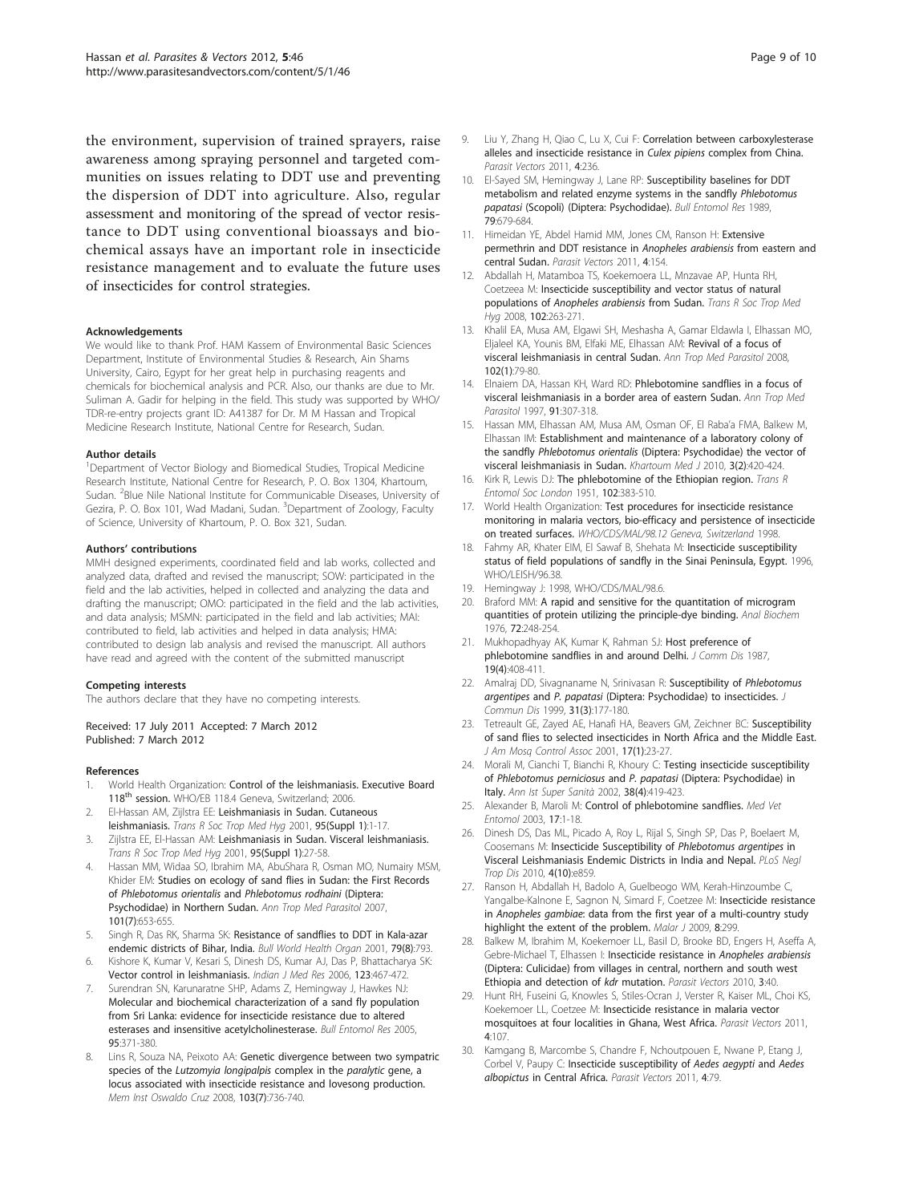the environment, supervision of trained sprayers, raise awareness among spraying personnel and targeted communities on issues relating to DDT use and preventing the dispersion of DDT into agriculture. Also, regular assessment and monitoring of the spread of vector resistance to DDT using conventional bioassays and biochemical assays have an important role in insecticide resistance management and to evaluate the future uses of insecticides for control strategies.

#### Acknowledgements

We would like to thank Prof. HAM Kassem of Environmental Basic Sciences Department, Institute of Environmental Studies & Research, Ain Shams University, Cairo, Egypt for her great help in purchasing reagents and chemicals for biochemical analysis and PCR. Also, our thanks are due to Mr. Suliman A. Gadir for helping in the field. This study was supported by WHO/TDR-re-entry projects grant ID: A41387 for Dr. M M Hassan and Tropical Medicine Research Institute, National Centre for Research, Sudan.

#### Author details

[1]Department of Vector Biology and Biomedical Studies, Tropical Medicine Research Institute, National Centre for Research, P. O. Box 1304, Khartoum, Sudan. [2]Blue Nile National Institute for Communicable Diseases, University of Gezira, P. O. Box 101, Wad Madani, Sudan. [3]Department of Zoology, Faculty of Science, University of Khartoum, P. O. Box 321, Sudan.

#### Authors' contributions

MMH designed experiments, coordinated field and lab works, collected and analyzed data, drafted and revised the manuscript; SOW: participated in the field and the lab activities, helped in collected and analyzing the data and drafting the manuscript; OMO: participated in the field and the lab activities, and data analysis; MSMN: participated in the field and lab activities; MAI: contributed to field, lab activities and helped in data analysis; HMA: contributed to design lab analysis and revised the manuscript. All authors have read and agreed with the content of the submitted manuscript

#### Competing interests

The authors declare that they have no competing interests.

Received: 17 July 2011 Accepted: 7 March 2012
Published: 7 March 2012

#### References

1. World Health Organization: **Control of the leishmaniasis. Executive Board 118th session.** WHO/EB 118.4 Geneva, Switzerland; 2006.
2. El-Hassan AM, Zijlstra EE: **Leishmaniasis in Sudan. Cutaneous leishmaniasis.** *Trans R Soc Trop Med Hyg* 2001, **95(Suppl 1)**:1-17.
3. Zijlstra EE, El-Hassan AM: **Leishmaniasis in Sudan. Visceral leishmaniasis.** *Trans R Soc Trop Med Hyg* 2001, **95(Suppl 1)**:27-58.
4. Hassan MM, Widaa SO, Ibrahim MA, AbuShara R, Osman MO, Numairy MSM, Khider EM: **Studies on ecology of sand flies in Sudan: the First Records of *Phlebotomus orientalis* and *Phlebotomus rodhaini* (Diptera: Psychodidae) in Northern Sudan.** *Ann Trop Med Parasitol* 2007, **101(7)**:653-655.
5. Singh R, Das RK, Sharma SK: **Resistance of sandflies to DDT in Kala-azar endemic districts of Bihar, India.** *Bull World Health Organ* 2001, **79(8)**:793.
6. Kishore K, Kumar V, Kesari S, Dinesh DS, Kumar AJ, Das P, Bhattacharya SK: **Vector control in leishmaniasis.** *Indian J Med Res* 2006, **123**:467-472.
7. Surendran SN, Karunaratne SHP, Adams Z, Hemingway J, Hawkes NJ: **Molecular and biochemical characterization of a sand fly population from Sri Lanka: evidence for insecticide resistance due to altered esterases and insensitive acetylcholinesterase.** *Bull Entomol Res* 2005, **95**:371-380.
8. Lins R, Souza NA, Peixoto AA: **Genetic divergence between two sympatric species of the *Lutzomyia longipalpis* complex in the *paralytic* gene, a locus associated with insecticide resistance and lovesong production.** *Mem Inst Oswaldo Cruz* 2008, **103(7)**:736-740.
9. Liu Y, Zhang H, Qiao C, Lu X, Cui F: **Correlation between carboxylesterase alleles and insecticide resistance in *Culex pipiens* complex from China.** *Parasit Vectors* 2011, **4**:236.
10. El-Sayed SM, Hemingway J, Lane RP: **Susceptibility baselines for DDT metabolism and related enzyme systems in the sandfly *Phlebotomus papatasi* (Scopoli) (Diptera: Psychodidae).** *Bull Entomol Res* 1989, **79**:679-684.
11. Himeidan YE, Abdel Hamid MM, Jones CM, Ranson H: **Extensive permethrin and DDT resistance in *Anopheles arabiensis* from eastern and central Sudan.** *Parasit Vectors* 2011, **4**:154.
12. Abdallah H, Matamboa TS, Koekemoera LL, Mnzavae AP, Hunta RH, Coetzeea M: **Insecticide susceptibility and vector status of natural populations of *Anopheles arabiensis* from Sudan.** *Trans R Soc Trop Med Hyg* 2008, **102**:263-271.
13. Khalil EA, Musa AM, Elgawi SH, Meshasha A, Gamar Eldawla I, Elhassan MO, Eljaleel KA, Younis BM, Elfaki ME, Elhassan AM: **Revival of a focus of visceral leishmaniasis in central Sudan.** *Ann Trop Med Parasitol* 2008, **102(1)**:79-80.
14. Elnaiem DA, Hassan KH, Ward RD: **Phlebotomine sandflies in a focus of visceral leishmaniasis in a border area of eastern Sudan.** *Ann Trop Med Parasitol* 1997, **91**:307-318.
15. Hassan MM, Elhassan AM, Musa AM, Osman OF, El Raba'a FMA, Balkew M, Elhassan IM: **Establishment and maintenance of a laboratory colony of the sandfly *Phlebotomus orientalis* (Diptera: Psychodidae) the vector of visceral leishmaniasis in Sudan.** *Khartoum Med J* 2010, **3(2)**:420-424.
16. Kirk R, Lewis DJ: **The phlebotomine of the Ethiopian region.** *Trans R Entomol Soc London* 1951, **102**:383-510.
17. World Health Organization: **Test procedures for insecticide resistance monitoring in malaria vectors, bio-efficacy and persistence of insecticide on treated surfaces.** *WHO/CDS/MAL/98.12 Geneva, Switzerland* 1998.
18. Fahmy AR, Khater EIM, El Sawaf B, Shehata M: **Insecticide susceptibility status of field populations of sandfly in the Sinai Peninsula, Egypt.** 1996, WHO/LEISH/96.38.
19. Hemingway J: 1998, WHO/CDS/MAL/98.6.
20. Braford MM: **A rapid and sensitive for the quantitation of microgram quantities of protein utilizing the principle-dye binding.** *Anal Biochem* 1976, **72**:248-254.
21. Mukhopadhyay AK, Kumar K, Rahman SJ: **Host preference of phlebotomine sandflies in and around Delhi.** *J Comm Dis* 1987, **19(4)**:408-411.
22. Amalraj DD, Sivagnaname N, Srinivasan R: **Susceptibility of *Phlebotomus argentipes* and *P. papatasi* (Diptera: Psychodidae) to insecticides.** *J Commun Dis* 1999, **31(3)**:177-180.
23. Tetreault GE, Zayed AE, Hanafi HA, Beavers GM, Zeichner BC: **Susceptibility of sand flies to selected insecticides in North Africa and the Middle East.** *J Am Mosq Control Assoc* 2001, **17(1)**:23-27.
24. Morali M, Cianchi T, Bianchi R, Khoury C: **Testing insecticide susceptibility of *Phlebotomus perniciosus* and *P. papatasi* (Diptera: Psychodidae) in Italy.** *Ann Ist Super Sanità* 2002, **38(4)**:419-423.
25. Alexander B, Maroli M: **Control of phlebotomine sandflies.** *Med Vet Entomol* 2003, **17**:1-18.
26. Dinesh DS, Das ML, Picado A, Roy L, Rijal S, Singh SP, Das P, Boelaert M, Coosemans M: **Insecticide Susceptibility of *Phlebotomus argentipes* in Visceral Leishmaniasis Endemic Districts in India and Nepal.** *PLoS Negl Trop Dis* 2010, **4(10)**:e859.
27. Ranson H, Abdallah H, Badolo A, Guelbeogo WM, Kerah-Hinzoumbe C, Yangalbe-Kalnone E, Sagnon N, Simard F, Coetzee M: **Insecticide resistance in *Anopheles gambiae*: data from the first year of a multi-country study highlight the extent of the problem.** *Malar J* 2009, **8**:299.
28. Balkew M, Ibrahim M, Koekemoer LL, Basil D, Brooke BD, Engers H, Aseffa A, Gebre-Michael T, Elhassen I: **Insecticide resistance in *Anopheles arabiensis* (Diptera: Culicidae) from villages in central, northern and south west Ethiopia and detection of *kdr* mutation.** *Parasit Vectors* 2010, **3**:40.
29. Hunt RH, Fuseini G, Knowles S, Stiles-Ocran J, Verster R, Kaiser ML, Choi KS, Koekemoer LL, Coetzee M: **Insecticide resistance in malaria vector mosquitoes at four localities in Ghana, West Africa.** *Parasit Vectors* 2011, **4**:107.
30. Kamgang B, Marcombe S, Chandre F, Nchoutpouen E, Nwane P, Etang J, Corbel V, Paupy C: **Insecticide susceptibility of *Aedes aegypti* and *Aedes albopictus* in Central Africa.** *Parasit Vectors* 2011, **4**:79.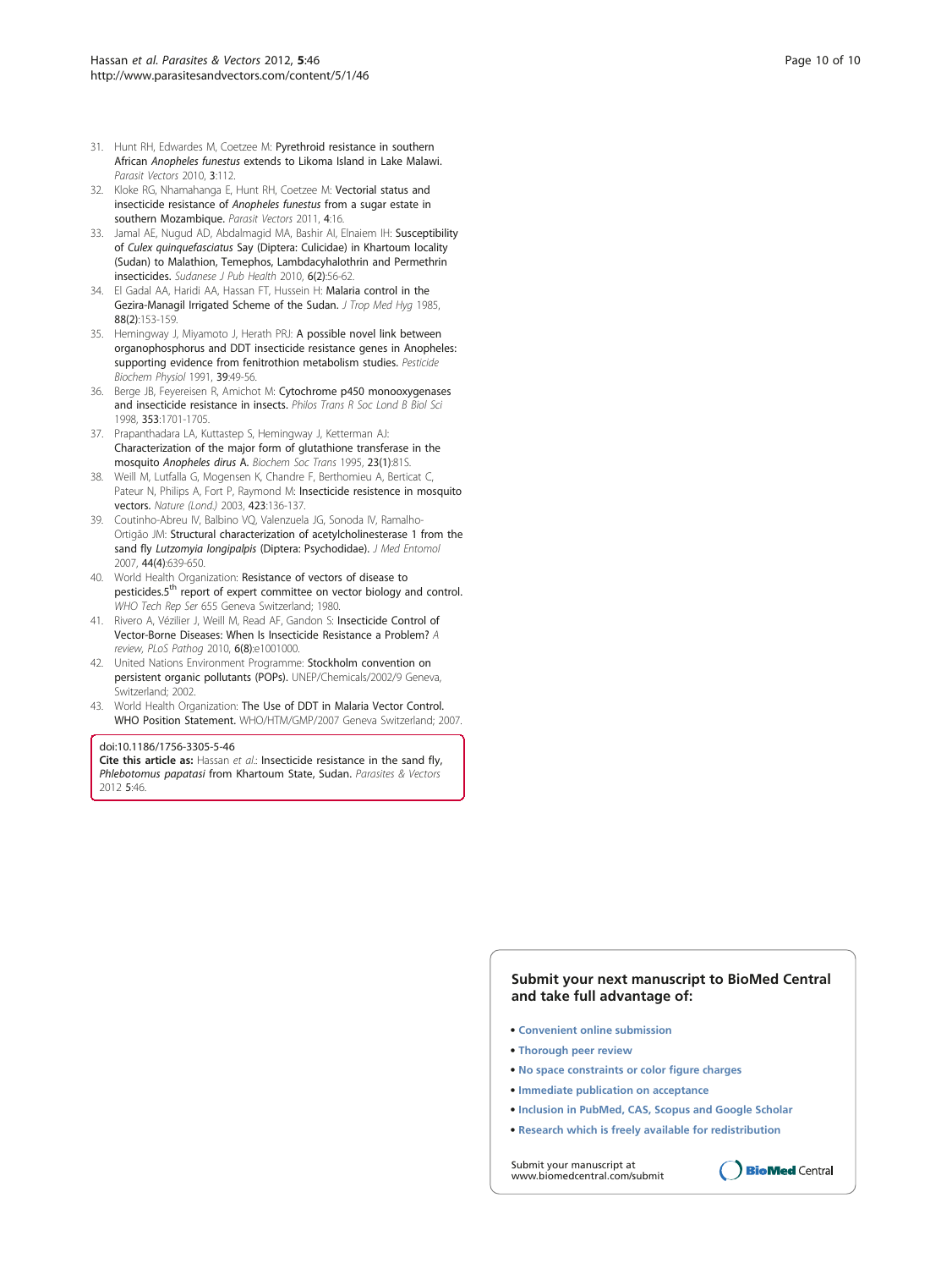31. Hunt RH, Edwardes M, Coetzee M: **Pyrethroid resistance in southern African *Anopheles funestus* extends to Likoma Island in Lake Malawi.** *Parasit Vectors* 2010, **3**:112.
32. Kloke RG, Nhamahanga E, Hunt RH, Coetzee M: **Vectorial status and insecticide resistance of *Anopheles funestus* from a sugar estate in southern Mozambique.** *Parasit Vectors* 2011, **4**:16.
33. Jamal AE, Nugud AD, Abdalmagid MA, Bashir AI, Elnaiem IH: **Susceptibility of *Culex quinquefasciatus* Say (Diptera: Culicidae) in Khartoum locality (Sudan) to Malathion, Temephos, Lambdacyhalothrin and Permethrin insecticides.** *Sudanese J Pub Health* 2010, **6(2)**:56-62.
34. El Gadal AA, Haridi AA, Hassan FT, Hussein H: **Malaria control in the Gezira-Managil Irrigated Scheme of the Sudan.** *J Trop Med Hyg* 1985, **88(2)**:153-159.
35. Hemingway J, Miyamoto J, Herath PRJ: **A possible novel link between organophosphorus and DDT insecticide resistance genes in Anopheles: supporting evidence from fenitrothion metabolism studies.** *Pesticide Biochem Physiol* 1991, **39**:49-56.
36. Berge JB, Feyereisen R, Amichot M: **Cytochrome p450 monooxygenases and insecticide resistance in insects.** *Philos Trans R Soc Lond B Biol Sci* 1998, **353**:1701-1705.
37. Prapanthadara LA, Kuttastep S, Hemingway J, Ketterman AJ: **Characterization of the major form of glutathione transferase in the mosquito *Anopheles dirus* A.** *Biochem Soc Trans* 1995, **23(1)**:81S.
38. Weill M, Lutfalla G, Mogensen K, Chandre F, Berthomieu A, Berticat C, Pateur N, Philips A, Fort P, Raymond M: **Insecticide resistence in mosquito vectors.** *Nature (Lond.)* 2003, **423**:136-137.
39. Coutinho-Abreu IV, Balbino VQ, Valenzuela JG, Sonoda IV, Ramalho-Ortigão JM: **Structural characterization of acetylcholinesterase 1 from the sand fly *Lutzomyia longipalpis* (Diptera: Psychodidae).** *J Med Entomol* 2007, **44(4)**:639-650.
40. World Health Organization: **Resistance of vectors of disease to pesticides.5th report of expert committee on vector biology and control.** *WHO Tech Rep Ser* 655 Geneva Switzerland; 1980.
41. Rivero A, Vézilier J, Weill M, Read AF, Gandon S: **Insecticide Control of Vector-Borne Diseases: When Is Insecticide Resistance a Problem?** *A review, PLoS Pathog* 2010, **6(8)**:e1001000.
42. United Nations Environment Programme: **Stockholm convention on persistent organic pollutants (POPs).** UNEP/Chemicals/2002/9 Geneva, Switzerland; 2002.
43. World Health Organization: **The Use of DDT in Malaria Vector Control. WHO Position Statement.** WHO/HTM/GMP/2007 Geneva Switzerland; 2007.

doi:10.1186/1756-3305-5-46
**Cite this article as:** Hassan *et al.*: Insecticide resistance in the sand fly, *Phlebotomus papatasi* from Khartoum State, Sudan. *Parasites & Vectors* 2012 **5**:46.

**Submit your next manuscript to BioMed Central and take full advantage of:**

- **Convenient online submission**
- **Thorough peer review**
- **No space constraints or color figure charges**
- **Immediate publication on acceptance**
- **Inclusion in PubMed, CAS, Scopus and Google Scholar**
- **Research which is freely available for redistribution**

Submit your manuscript at
www.biomedcentral.com/submit

BioMed Central